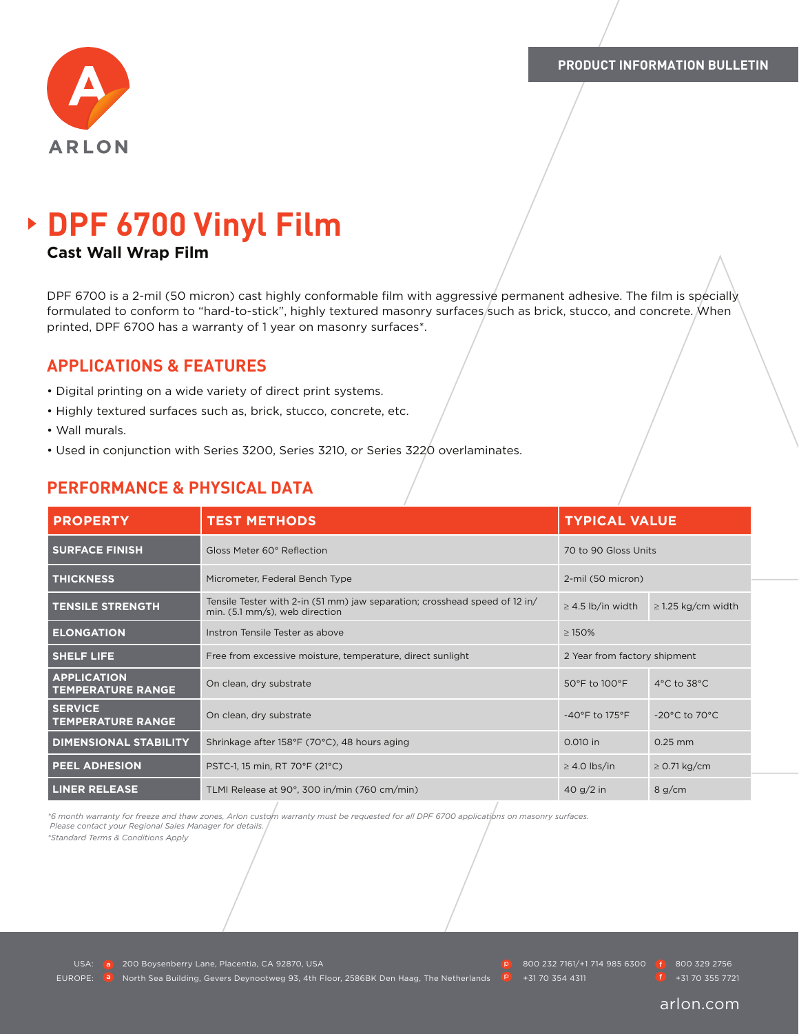PRODUCT INFORMATION BULLETIN

ARLON

# DPF 6700 Vinyl Film

**Cast Wall Wrap Film**

DPF 6700 is a 2-mil (50 micron) cast highly conformable film with aggressive permanent adhesive. The film is specially formulated to conform to "hard-to-stick", highly textured masonry surfaces such as brick, stucco, and concrete. When printed, DPF 6700 has a warranty of 1 year on masonry surfaces*.

## APPLICATIONS & FEATURES

- Digital printing on a wide variety of direct print systems.
- Highly textured surfaces such as, brick, stucco, concrete, etc.
- Wall murals.
- Used in conjunction with Series 3200, Series 3210, or Series 3220 overlaminates.

## PERFORMANCE & PHYSICAL DATA

| PROPERTY | TEST METHODS | TYPICAL VALUE | |
|---|---|---|---|
| SURFACE FINISH | Gloss Meter 60° Reflection | 70 to 90 Gloss Units | |
| THICKNESS | Micrometer, Federal Bench Type | 2-mil (50 micron) | |
| TENSILE STRENGTH | Tensile Tester with 2-in (51 mm) jaw separation; crosshead speed of 12 in/min. (5.1 mm/s), web direction | ≥ 4.5 lb/in width | ≥ 1.25 kg/cm width |
| ELONGATION | Instron Tensile Tester as above | ≥ 150% | |
| SHELF LIFE | Free from excessive moisture, temperature, direct sunlight | 2 Year from factory shipment | |
| APPLICATION TEMPERATURE RANGE | On clean, dry substrate | 50°F to 100°F | 4°C to 38°C |
| SERVICE TEMPERATURE RANGE | On clean, dry substrate | -40°F to 175°F | -20°C to 70°C |
| DIMENSIONAL STABILITY | Shrinkage after 158°F (70°C), 48 hours aging | 0.010 in | 0.25 mm |
| PEEL ADHESION | PSTC-1, 15 min, RT 70°F (21°C) | ≥ 4.0 lbs/in | ≥ 0.71 kg/cm |
| LINER RELEASE | TLMI Release at 90°, 300 in/min (760 cm/min) | 40 g/2 in | 8 g/cm |

*\*6 month warranty for freeze and thaw zones, Arlon custom warranty must be requested for all DPF 6700 applications on masonry surfaces. Please contact your Regional Sales Manager for details.*

*\*Standard Terms & Conditions Apply*

USA: a 200 Boysenberry Lane, Placentia, CA 92870, USA p 800 232 7161/+1 714 985 6300 f 800 329 2756

EUROPE: a North Sea Building, Gevers Deynootweg 93, 4th Floor, 2586BK Den Haag, The Netherlands p +31 70 354 4311 f +31 70 355 7721

arlon.com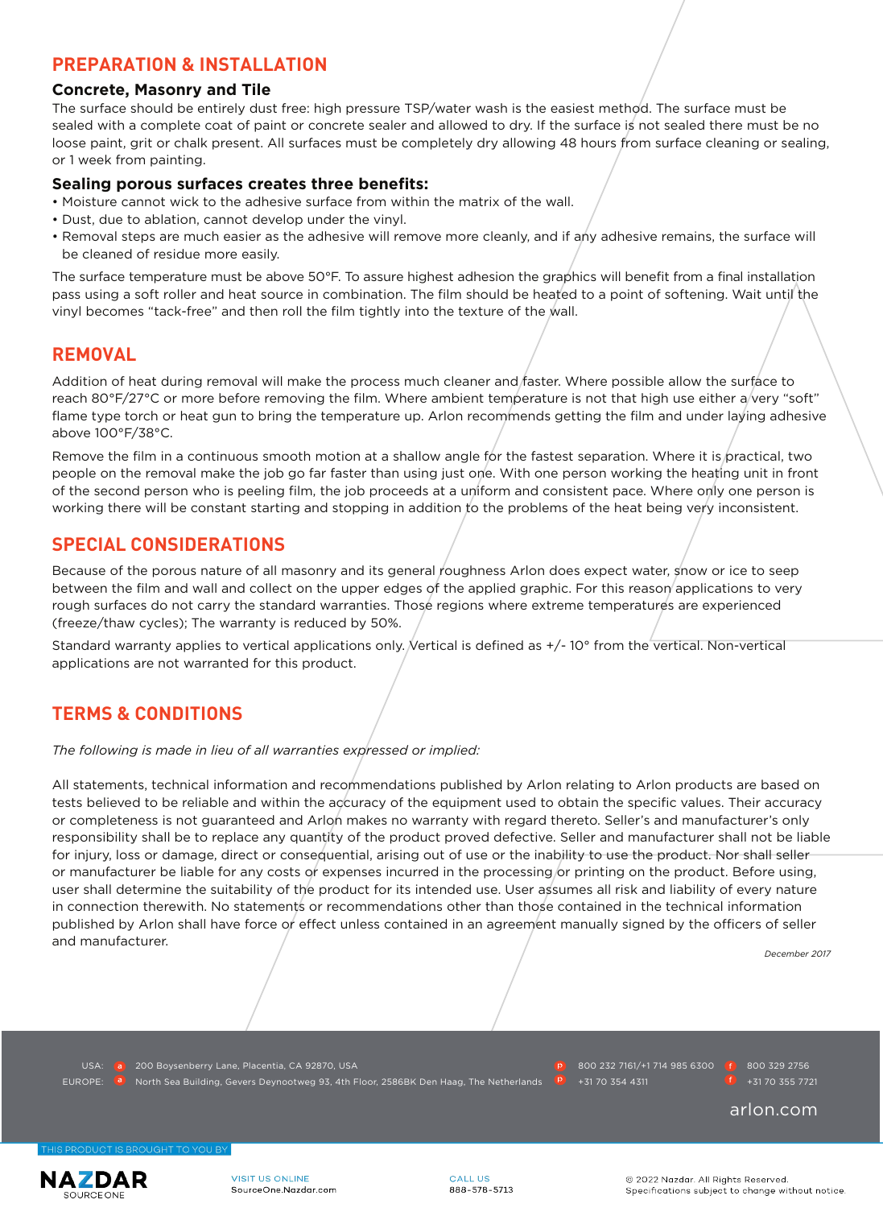## PREPARATION & INSTALLATION

### Concrete, Masonry and Tile

The surface should be entirely dust free: high pressure TSP/water wash is the easiest method. The surface must be sealed with a complete coat of paint or concrete sealer and allowed to dry. If the surface is not sealed there must be no loose paint, grit or chalk present. All surfaces must be completely dry allowing 48 hours from surface cleaning or sealing, or 1 week from painting.

### Sealing porous surfaces creates three benefits:

- Moisture cannot wick to the adhesive surface from within the matrix of the wall.
- Dust, due to ablation, cannot develop under the vinyl.
- Removal steps are much easier as the adhesive will remove more cleanly, and if any adhesive remains, the surface will be cleaned of residue more easily.

The surface temperature must be above 50°F. To assure highest adhesion the graphics will benefit from a final installation pass using a soft roller and heat source in combination. The film should be heated to a point of softening. Wait until the vinyl becomes “tack-free” and then roll the film tightly into the texture of the wall.

## REMOVAL

Addition of heat during removal will make the process much cleaner and faster. Where possible allow the surface to reach 80°F/27°C or more before removing the film. Where ambient temperature is not that high use either a very “soft” flame type torch or heat gun to bring the temperature up. Arlon recommends getting the film and under laying adhesive above 100°F/38°C.

Remove the film in a continuous smooth motion at a shallow angle for the fastest separation. Where it is practical, two people on the removal make the job go far faster than using just one. With one person working the heating unit in front of the second person who is peeling film, the job proceeds at a uniform and consistent pace. Where only one person is working there will be constant starting and stopping in addition to the problems of the heat being very inconsistent.

## SPECIAL CONSIDERATIONS

Because of the porous nature of all masonry and its general roughness Arlon does expect water, snow or ice to seep between the film and wall and collect on the upper edges of the applied graphic. For this reason applications to very rough surfaces do not carry the standard warranties. Those regions where extreme temperatures are experienced (freeze/thaw cycles); The warranty is reduced by 50%.

Standard warranty applies to vertical applications only. Vertical is defined as +/- 10° from the vertical. Non-vertical applications are not warranted for this product.

## TERMS & CONDITIONS

*The following is made in lieu of all warranties expressed or implied:*

All statements, technical information and recommendations published by Arlon relating to Arlon products are based on tests believed to be reliable and within the accuracy of the equipment used to obtain the specific values. Their accuracy or completeness is not guaranteed and Arlon makes no warranty with regard thereto. Seller’s and manufacturer’s only responsibility shall be to replace any quantity of the product proved defective. Seller and manufacturer shall not be liable for injury, loss or damage, direct or consequential, arising out of use or the inability to use the product. Nor shall seller or manufacturer be liable for any costs or expenses incurred in the processing or printing on the product. Before using, user shall determine the suitability of the product for its intended use. User assumes all risk and liability of every nature in connection therewith. No statements or recommendations other than those contained in the technical information published by Arlon shall have force or effect unless contained in an agreement manually signed by the officers of seller and manufacturer.

*December 2017*

USA: a 200 Boysenberry Lane, Placentia, CA 92870, USA p 800 232 7161/+1 714 985 6300 f 800 329 2756

EUROPE: a North Sea Building, Gevers Deynootweg 93, 4th Floor, 2586BK Den Haag, The Netherlands p +31 70 354 4311 f +31 70 355 7721

arlon.com

THIS PRODUCT IS BROUGHT TO YOU BY

NAZDAR SOURCEONE

VISIT US ONLINE SourceOne.Nazdar.com

CALL US 888-578-5713

© 2022 Nazdar. All Rights Reserved. Specifications subject to change without notice.